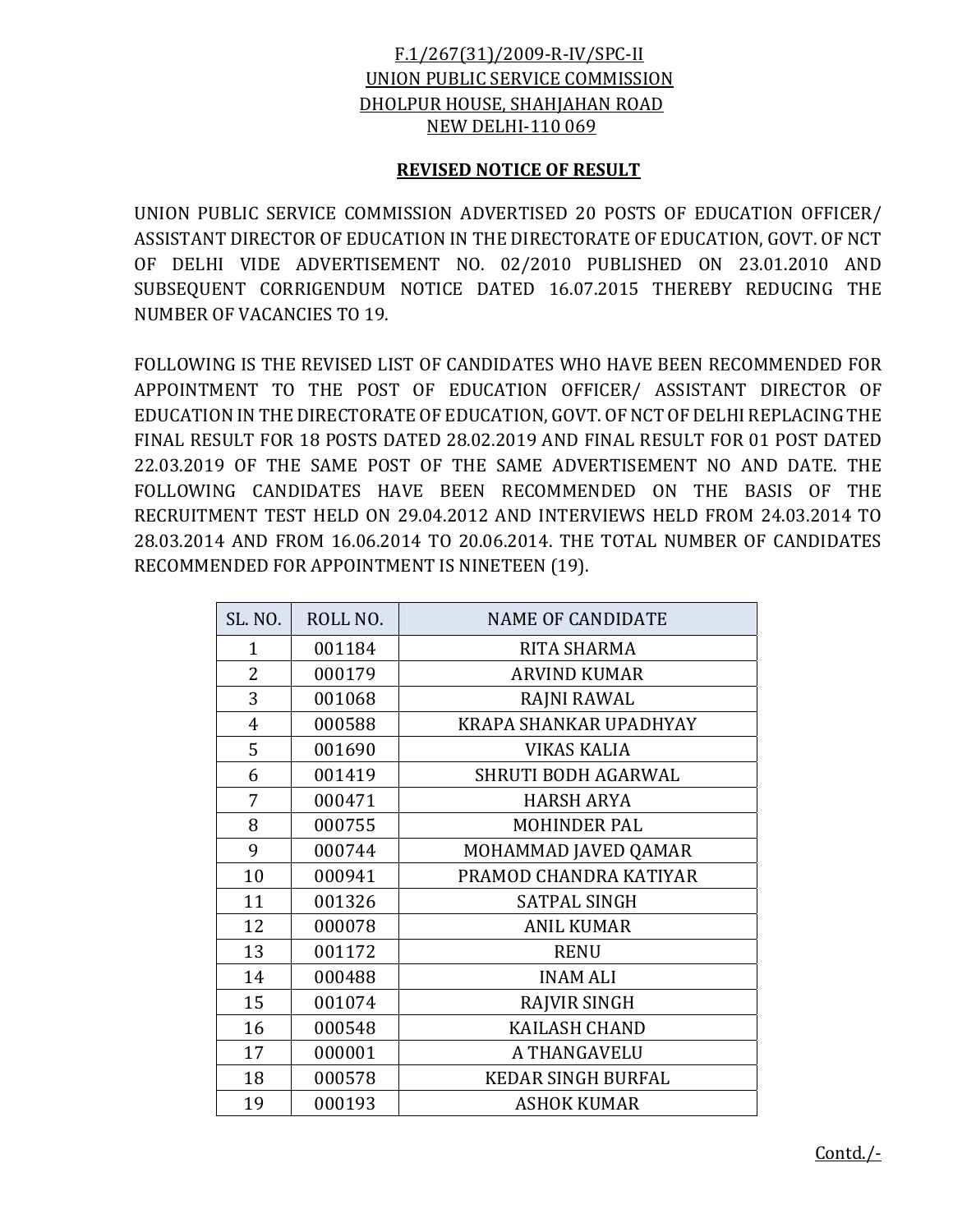F.1/267(31)/2009-R-IV/SPC-II
UNION PUBLIC SERVICE COMMISSION
DHOLPUR HOUSE, SHAHJAHAN ROAD
NEW DELHI-110 069

**REVISED NOTICE OF RESULT**

UNION PUBLIC SERVICE COMMISSION ADVERTISED 20 POSTS OF EDUCATION OFFICER/ ASSISTANT DIRECTOR OF EDUCATION IN THE DIRECTORATE OF EDUCATION, GOVT. OF NCT OF DELHI VIDE ADVERTISEMENT NO. 02/2010 PUBLISHED ON 23.01.2010 AND SUBSEQUENT CORRIGENDUM NOTICE DATED 16.07.2015 THEREBY REDUCING THE NUMBER OF VACANCIES TO 19.

FOLLOWING IS THE REVISED LIST OF CANDIDATES WHO HAVE BEEN RECOMMENDED FOR APPOINTMENT TO THE POST OF EDUCATION OFFICER/ ASSISTANT DIRECTOR OF EDUCATION IN THE DIRECTORATE OF EDUCATION, GOVT. OF NCT OF DELHI REPLACING THE FINAL RESULT FOR 18 POSTS DATED 28.02.2019 AND FINAL RESULT FOR 01 POST DATED 22.03.2019 OF THE SAME POST OF THE SAME ADVERTISEMENT NO AND DATE. THE FOLLOWING CANDIDATES HAVE BEEN RECOMMENDED ON THE BASIS OF THE RECRUITMENT TEST HELD ON 29.04.2012 AND INTERVIEWS HELD FROM 24.03.2014 TO 28.03.2014 AND FROM 16.06.2014 TO 20.06.2014. THE TOTAL NUMBER OF CANDIDATES RECOMMENDED FOR APPOINTMENT IS NINETEEN (19).

| SL. NO. | ROLL NO. | NAME OF CANDIDATE |
|---|---|---|
| 1 | 001184 | RITA SHARMA |
| 2 | 000179 | ARVIND KUMAR |
| 3 | 001068 | RAJNI RAWAL |
| 4 | 000588 | KRAPA SHANKAR UPADHYAY |
| 5 | 001690 | VIKAS KALIA |
| 6 | 001419 | SHRUTI BODH AGARWAL |
| 7 | 000471 | HARSH ARYA |
| 8 | 000755 | MOHINDER PAL |
| 9 | 000744 | MOHAMMAD JAVED QAMAR |
| 10 | 000941 | PRAMOD CHANDRA KATIYAR |
| 11 | 001326 | SATPAL SINGH |
| 12 | 000078 | ANIL KUMAR |
| 13 | 001172 | RENU |
| 14 | 000488 | INAM ALI |
| 15 | 001074 | RAJVIR SINGH |
| 16 | 000548 | KAILASH CHAND |
| 17 | 000001 | A THANGAVELU |
| 18 | 000578 | KEDAR SINGH BURFAL |
| 19 | 000193 | ASHOK KUMAR |

Contd./-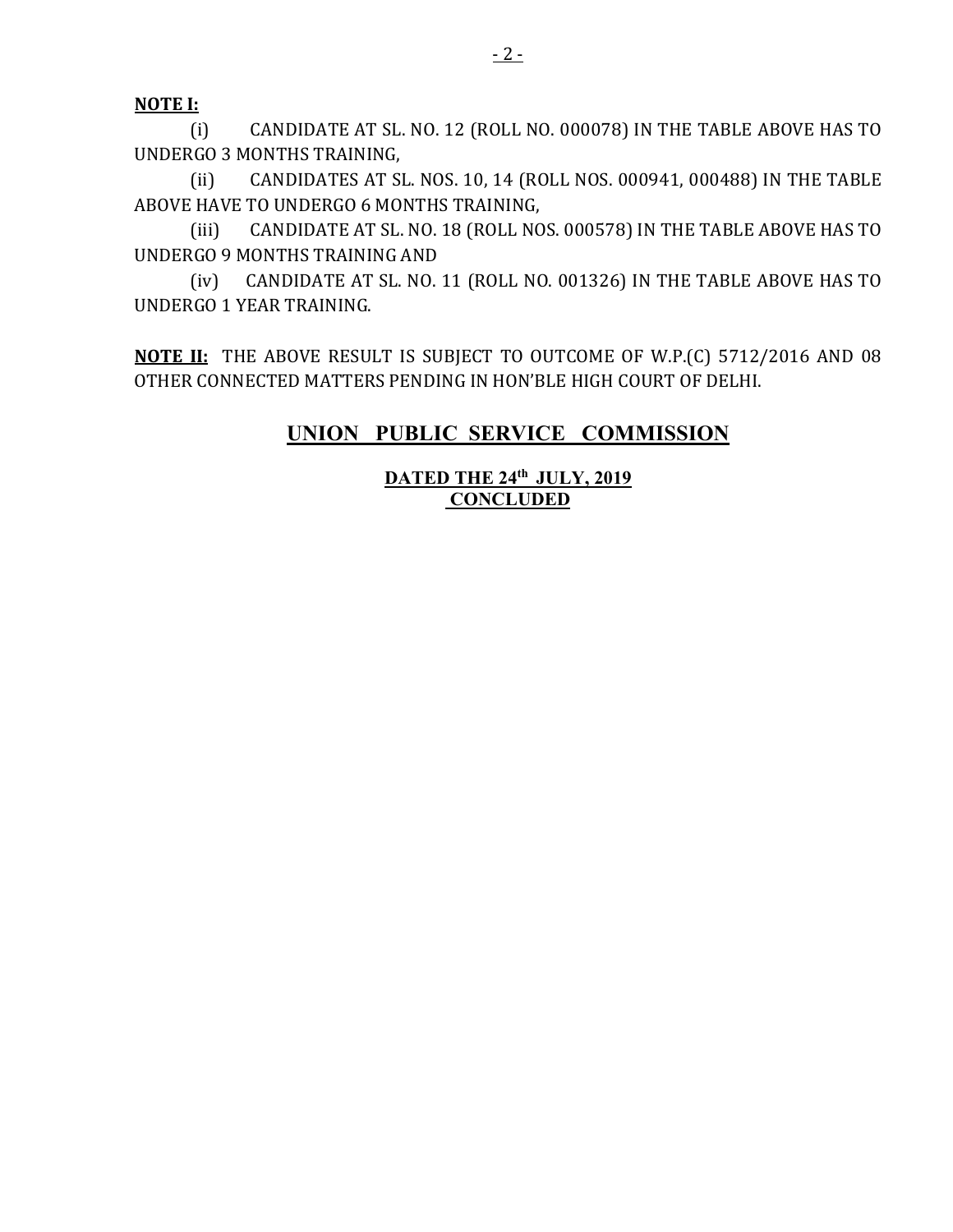**NOTE I:**

(i) CANDIDATE AT SL. NO. 12 (ROLL NO. 000078) IN THE TABLE ABOVE HAS TO UNDERGO 3 MONTHS TRAINING,

(ii) CANDIDATES AT SL. NOS. 10, 14 (ROLL NOS. 000941, 000488) IN THE TABLE ABOVE HAVE TO UNDERGO 6 MONTHS TRAINING,

(iii) CANDIDATE AT SL. NO. 18 (ROLL NOS. 000578) IN THE TABLE ABOVE HAS TO UNDERGO 9 MONTHS TRAINING AND

(iv) CANDIDATE AT SL. NO. 11 (ROLL NO. 001326) IN THE TABLE ABOVE HAS TO UNDERGO 1 YEAR TRAINING.

**NOTE II:** THE ABOVE RESULT IS SUBJECT TO OUTCOME OF W.P.(C) 5712/2016 AND 08 OTHER CONNECTED MATTERS PENDING IN HON'BLE HIGH COURT OF DELHI.

**UNION PUBLIC SERVICE COMMISSION**

**DATED THE 24th JULY, 2019**
**CONCLUDED**